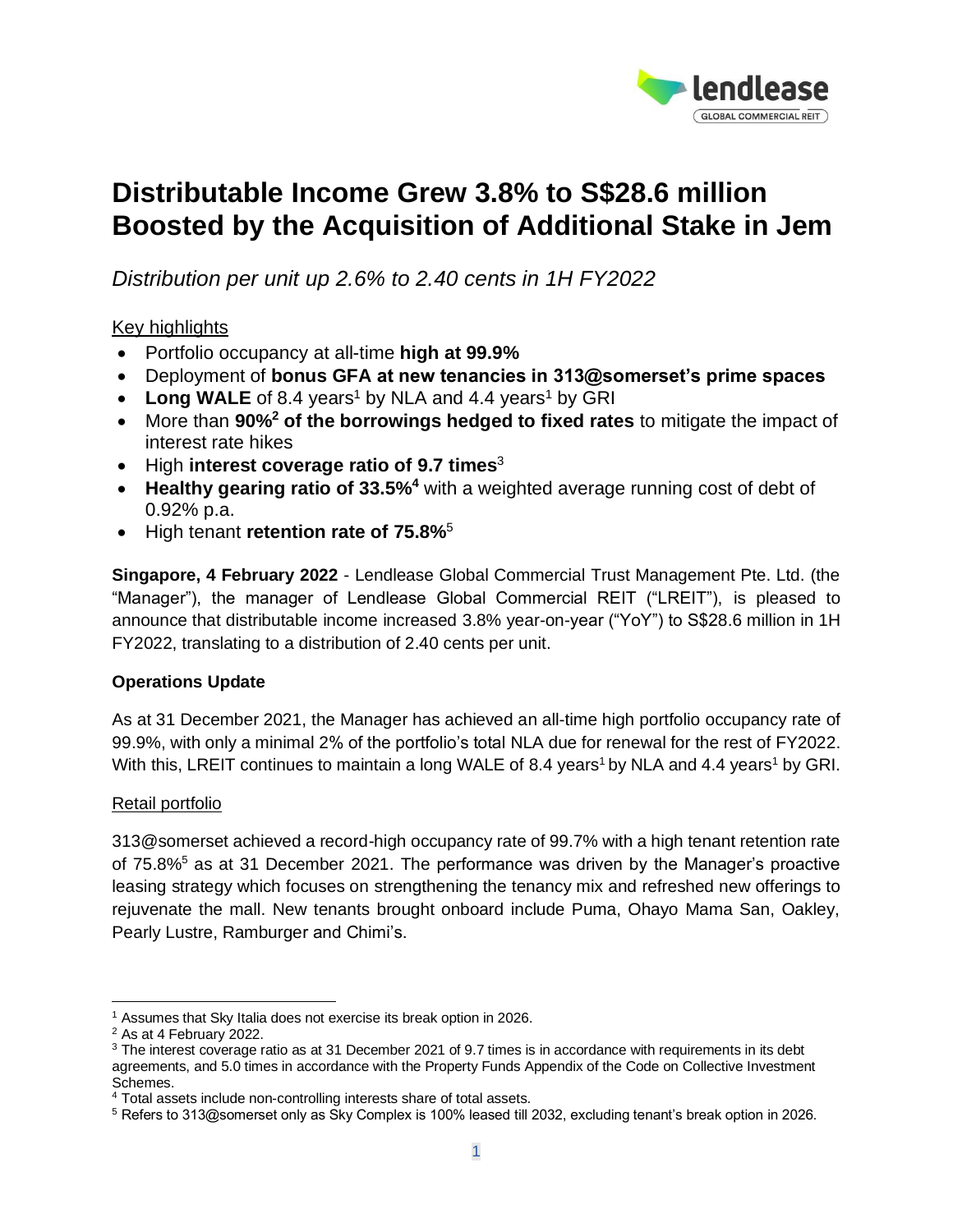# Distributable Income Grew 3.8% to S$28.6 million Boosted by the Acquisition of Additional Stake in Jem

*Distribution per unit up 2.6% to 2.40 cents in 1H FY2022*

Key highlights

- Portfolio occupancy at all-time **high at 99.9%**
- Deployment of **bonus GFA at new tenancies in 313@somerset's prime spaces**
- **Long WALE** of 8.4 years[1] by NLA and 4.4 years[1] by GRI
- More than **90%[2] of the borrowings hedged to fixed rates** to mitigate the impact of interest rate hikes
- High **interest coverage ratio of 9.7 times**[3]
- **Healthy gearing ratio of 33.5%[4]** with a weighted average running cost of debt of 0.92% p.a.
- High tenant **retention rate of 75.8%**[5]

**Singapore, 4 February 2022** - Lendlease Global Commercial Trust Management Pte. Ltd. (the "Manager"), the manager of Lendlease Global Commercial REIT ("LREIT"), is pleased to announce that distributable income increased 3.8% year-on-year ("YoY") to S$28.6 million in 1H FY2022, translating to a distribution of 2.40 cents per unit.

**Operations Update**

As at 31 December 2021, the Manager has achieved an all-time high portfolio occupancy rate of 99.9%, with only a minimal 2% of the portfolio's total NLA due for renewal for the rest of FY2022. With this, LREIT continues to maintain a long WALE of 8.4 years[1] by NLA and 4.4 years[1] by GRI.

Retail portfolio

313@somerset achieved a record-high occupancy rate of 99.7% with a high tenant retention rate of 75.8%[5] as at 31 December 2021. The performance was driven by the Manager's proactive leasing strategy which focuses on strengthening the tenancy mix and refreshed new offerings to rejuvenate the mall. New tenants brought onboard include Puma, Ohayo Mama San, Oakley, Pearly Lustre, Ramburger and Chimi's.

[1] Assumes that Sky Italia does not exercise its break option in 2026.

[2] As at 4 February 2022.

[3] The interest coverage ratio as at 31 December 2021 of 9.7 times is in accordance with requirements in its debt agreements, and 5.0 times in accordance with the Property Funds Appendix of the Code on Collective Investment Schemes.

[4] Total assets include non-controlling interests share of total assets.

[5] Refers to 313@somerset only as Sky Complex is 100% leased till 2032, excluding tenant's break option in 2026.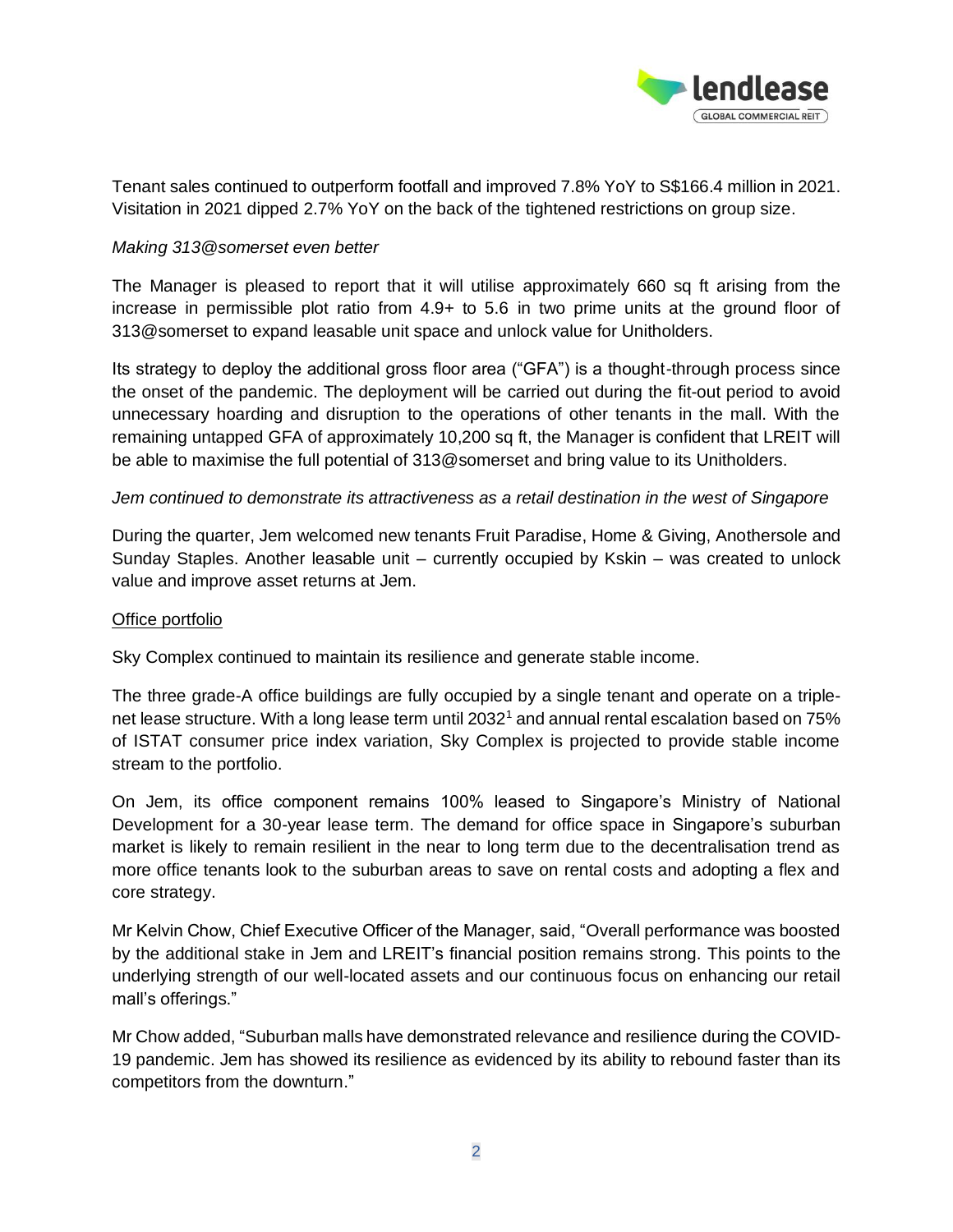Tenant sales continued to outperform footfall and improved 7.8% YoY to S$166.4 million in 2021. Visitation in 2021 dipped 2.7% YoY on the back of the tightened restrictions on group size.

*Making 313@somerset even better*

The Manager is pleased to report that it will utilise approximately 660 sq ft arising from the increase in permissible plot ratio from 4.9+ to 5.6 in two prime units at the ground floor of 313@somerset to expand leasable unit space and unlock value for Unitholders.

Its strategy to deploy the additional gross floor area ("GFA") is a thought-through process since the onset of the pandemic. The deployment will be carried out during the fit-out period to avoid unnecessary hoarding and disruption to the operations of other tenants in the mall. With the remaining untapped GFA of approximately 10,200 sq ft, the Manager is confident that LREIT will be able to maximise the full potential of 313@somerset and bring value to its Unitholders.

*Jem continued to demonstrate its attractiveness as a retail destination in the west of Singapore*

During the quarter, Jem welcomed new tenants Fruit Paradise, Home & Giving, Anothersole and Sunday Staples. Another leasable unit – currently occupied by Kskin – was created to unlock value and improve asset returns at Jem.

<u>Office portfolio</u>

Sky Complex continued to maintain its resilience and generate stable income.

The three grade-A office buildings are fully occupied by a single tenant and operate on a triple-net lease structure. With a long lease term until 2032[1] and annual rental escalation based on 75% of ISTAT consumer price index variation, Sky Complex is projected to provide stable income stream to the portfolio.

On Jem, its office component remains 100% leased to Singapore's Ministry of National Development for a 30-year lease term. The demand for office space in Singapore's suburban market is likely to remain resilient in the near to long term due to the decentralisation trend as more office tenants look to the suburban areas to save on rental costs and adopting a flex and core strategy.

Mr Kelvin Chow, Chief Executive Officer of the Manager, said, "Overall performance was boosted by the additional stake in Jem and LREIT's financial position remains strong. This points to the underlying strength of our well-located assets and our continuous focus on enhancing our retail mall's offerings."

Mr Chow added, "Suburban malls have demonstrated relevance and resilience during the COVID-19 pandemic. Jem has showed its resilience as evidenced by its ability to rebound faster than its competitors from the downturn."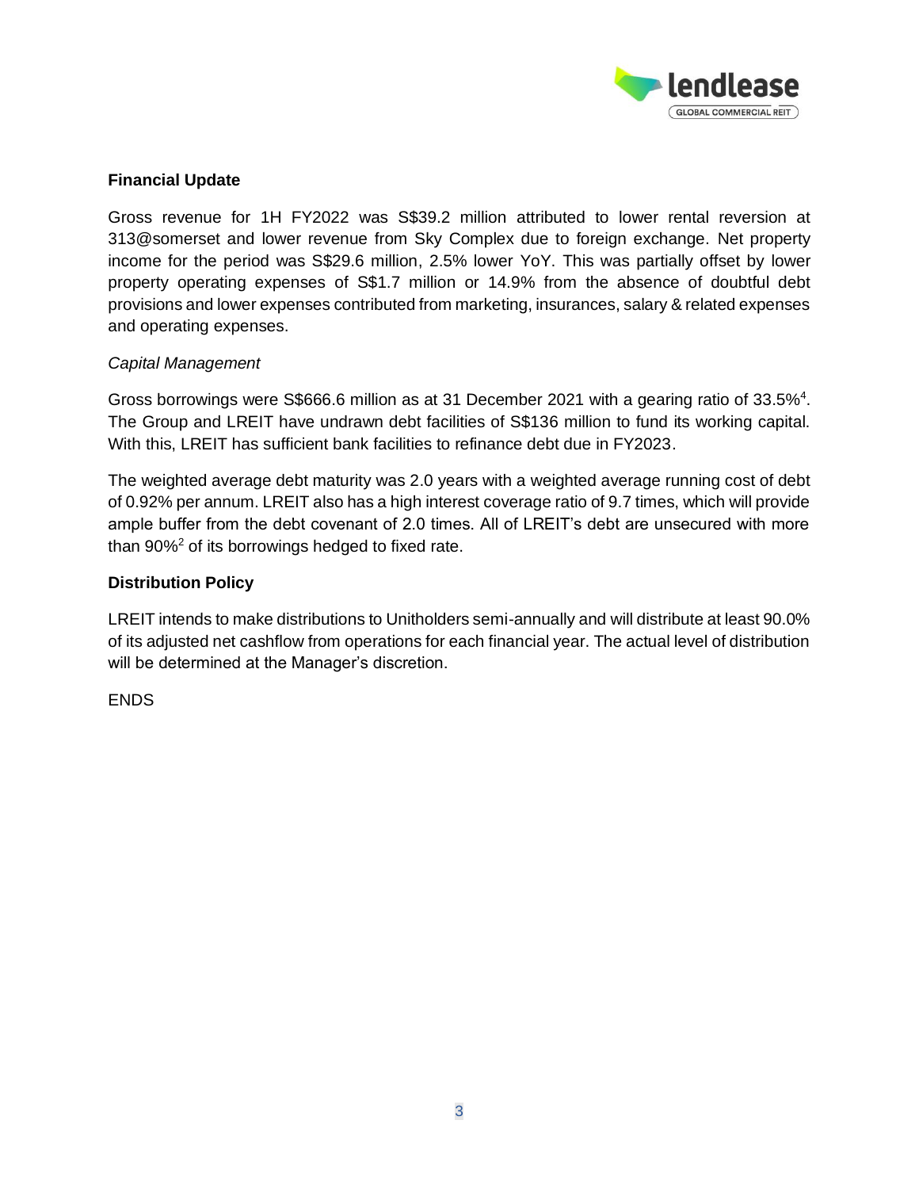## Financial Update

Gross revenue for 1H FY2022 was S$39.2 million attributed to lower rental reversion at 313@somerset and lower revenue from Sky Complex due to foreign exchange. Net property income for the period was S$29.6 million, 2.5% lower YoY. This was partially offset by lower property operating expenses of S$1.7 million or 14.9% from the absence of doubtful debt provisions and lower expenses contributed from marketing, insurances, salary & related expenses and operating expenses.

*Capital Management*

Gross borrowings were S$666.6 million as at 31 December 2021 with a gearing ratio of 33.5%[4]. The Group and LREIT have undrawn debt facilities of S$136 million to fund its working capital. With this, LREIT has sufficient bank facilities to refinance debt due in FY2023.

The weighted average debt maturity was 2.0 years with a weighted average running cost of debt of 0.92% per annum. LREIT also has a high interest coverage ratio of 9.7 times, which will provide ample buffer from the debt covenant of 2.0 times. All of LREIT's debt are unsecured with more than 90%[2] of its borrowings hedged to fixed rate.

## Distribution Policy

LREIT intends to make distributions to Unitholders semi-annually and will distribute at least 90.0% of its adjusted net cashflow from operations for each financial year. The actual level of distribution will be determined at the Manager's discretion.

ENDS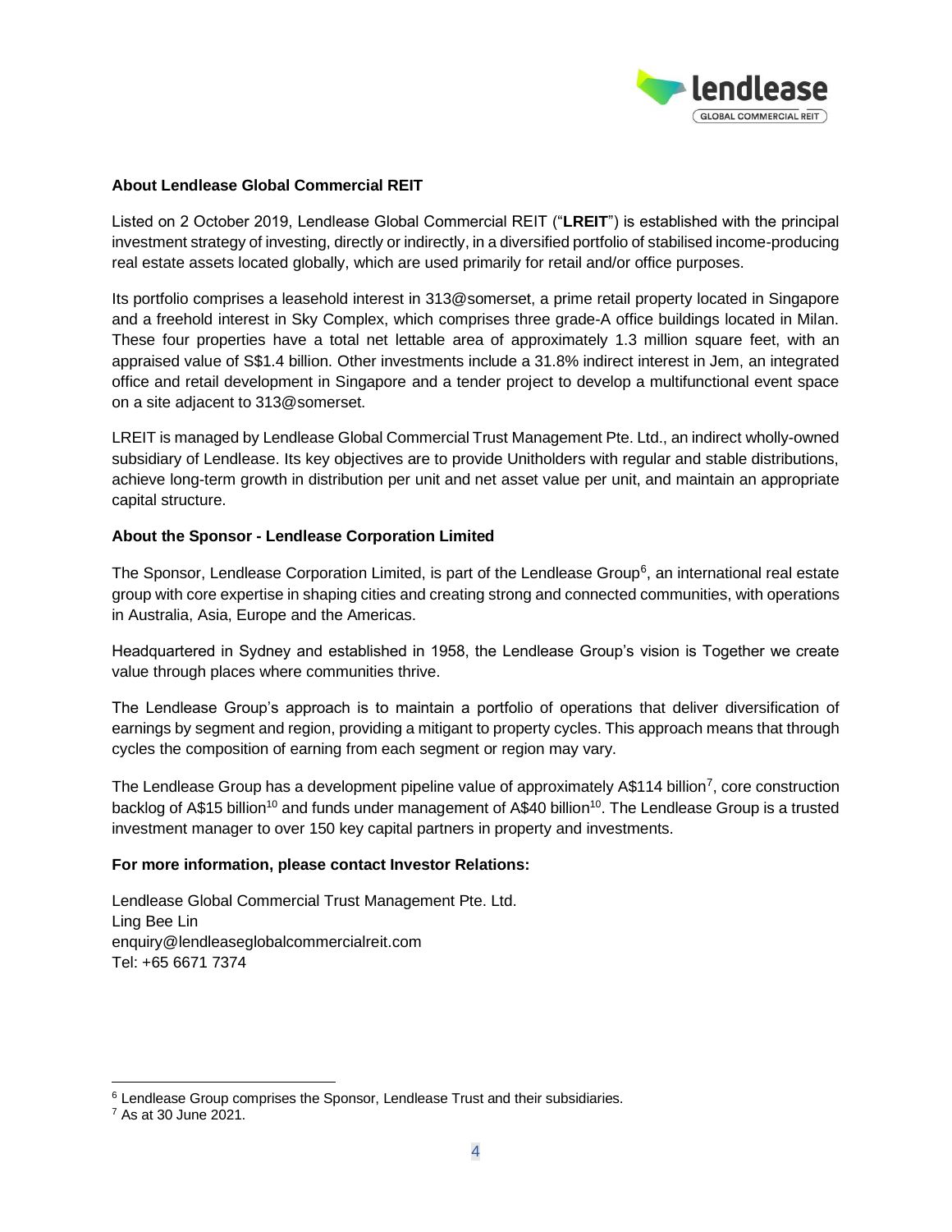### About Lendlease Global Commercial REIT

Listed on 2 October 2019, Lendlease Global Commercial REIT ("**LREIT**") is established with the principal investment strategy of investing, directly or indirectly, in a diversified portfolio of stabilised income-producing real estate assets located globally, which are used primarily for retail and/or office purposes.

Its portfolio comprises a leasehold interest in 313@somerset, a prime retail property located in Singapore and a freehold interest in Sky Complex, which comprises three grade-A office buildings located in Milan. These four properties have a total net lettable area of approximately 1.3 million square feet, with an appraised value of S$1.4 billion. Other investments include a 31.8% indirect interest in Jem, an integrated office and retail development in Singapore and a tender project to develop a multifunctional event space on a site adjacent to 313@somerset.

LREIT is managed by Lendlease Global Commercial Trust Management Pte. Ltd., an indirect wholly-owned subsidiary of Lendlease. Its key objectives are to provide Unitholders with regular and stable distributions, achieve long-term growth in distribution per unit and net asset value per unit, and maintain an appropriate capital structure.

### About the Sponsor - Lendlease Corporation Limited

The Sponsor, Lendlease Corporation Limited, is part of the Lendlease Group[6], an international real estate group with core expertise in shaping cities and creating strong and connected communities, with operations in Australia, Asia, Europe and the Americas.

Headquartered in Sydney and established in 1958, the Lendlease Group's vision is Together we create value through places where communities thrive.

The Lendlease Group's approach is to maintain a portfolio of operations that deliver diversification of earnings by segment and region, providing a mitigant to property cycles. This approach means that through cycles the composition of earning from each segment or region may vary.

The Lendlease Group has a development pipeline value of approximately A$114 billion[7], core construction backlog of A$15 billion[10] and funds under management of A$40 billion[10]. The Lendlease Group is a trusted investment manager to over 150 key capital partners in property and investments.

### For more information, please contact Investor Relations:

Lendlease Global Commercial Trust Management Pte. Ltd.
Ling Bee Lin
enquiry@lendleaseglobalcommercialreit.com
Tel: +65 6671 7374

---

[6] Lendlease Group comprises the Sponsor, Lendlease Trust and their subsidiaries.
[7] As at 30 June 2021.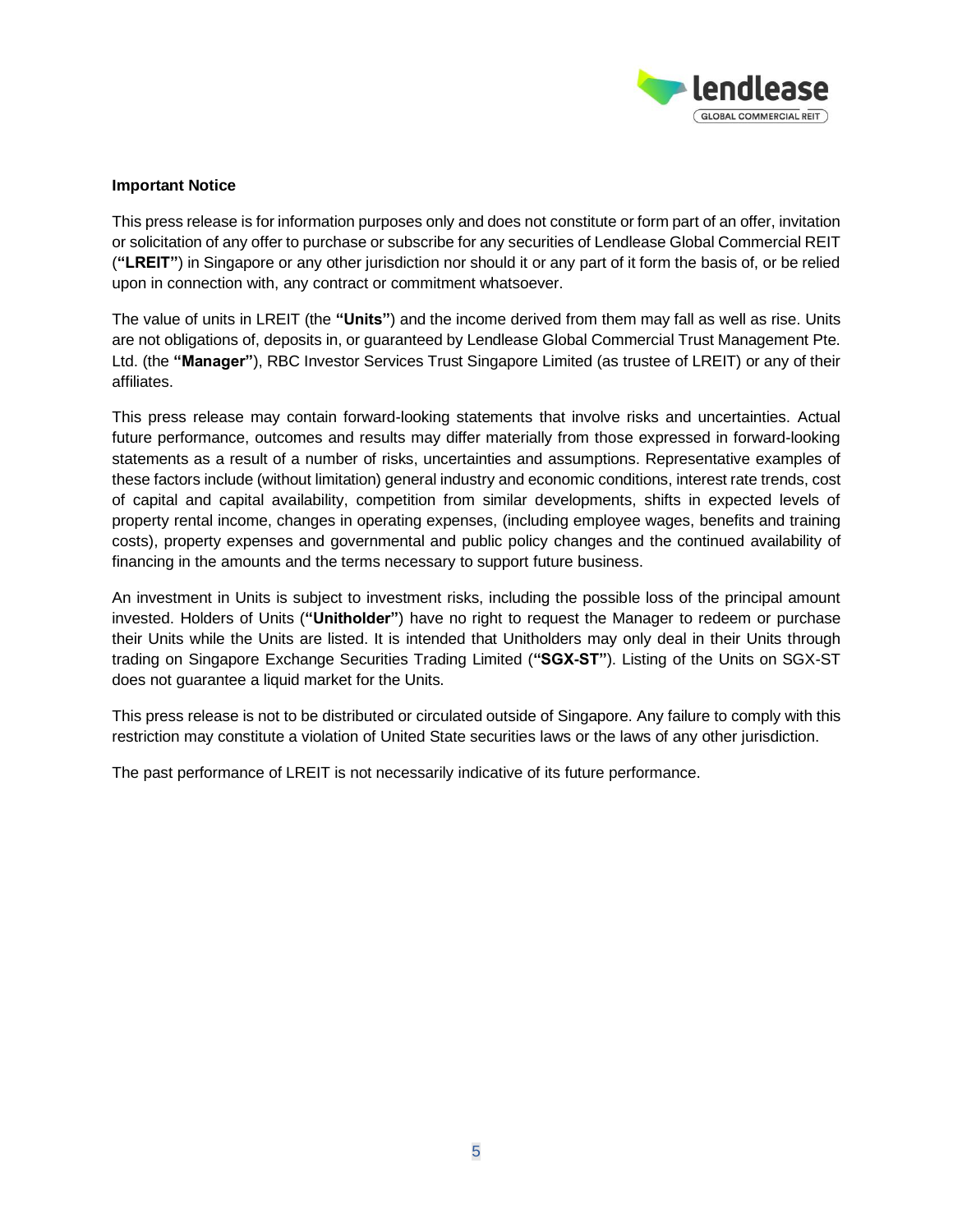**Important Notice**

This press release is for information purposes only and does not constitute or form part of an offer, invitation or solicitation of any offer to purchase or subscribe for any securities of Lendlease Global Commercial REIT (**"LREIT"**) in Singapore or any other jurisdiction nor should it or any part of it form the basis of, or be relied upon in connection with, any contract or commitment whatsoever.

The value of units in LREIT (the **"Units"**) and the income derived from them may fall as well as rise. Units are not obligations of, deposits in, or guaranteed by Lendlease Global Commercial Trust Management Pte. Ltd. (the **"Manager"**), RBC Investor Services Trust Singapore Limited (as trustee of LREIT) or any of their affiliates.

This press release may contain forward-looking statements that involve risks and uncertainties. Actual future performance, outcomes and results may differ materially from those expressed in forward-looking statements as a result of a number of risks, uncertainties and assumptions. Representative examples of these factors include (without limitation) general industry and economic conditions, interest rate trends, cost of capital and capital availability, competition from similar developments, shifts in expected levels of property rental income, changes in operating expenses, (including employee wages, benefits and training costs), property expenses and governmental and public policy changes and the continued availability of financing in the amounts and the terms necessary to support future business.

An investment in Units is subject to investment risks, including the possible loss of the principal amount invested. Holders of Units (**"Unitholder"**) have no right to request the Manager to redeem or purchase their Units while the Units are listed. It is intended that Unitholders may only deal in their Units through trading on Singapore Exchange Securities Trading Limited (**"SGX-ST"**). Listing of the Units on SGX-ST does not guarantee a liquid market for the Units.

This press release is not to be distributed or circulated outside of Singapore. Any failure to comply with this restriction may constitute a violation of United State securities laws or the laws of any other jurisdiction.

The past performance of LREIT is not necessarily indicative of its future performance.